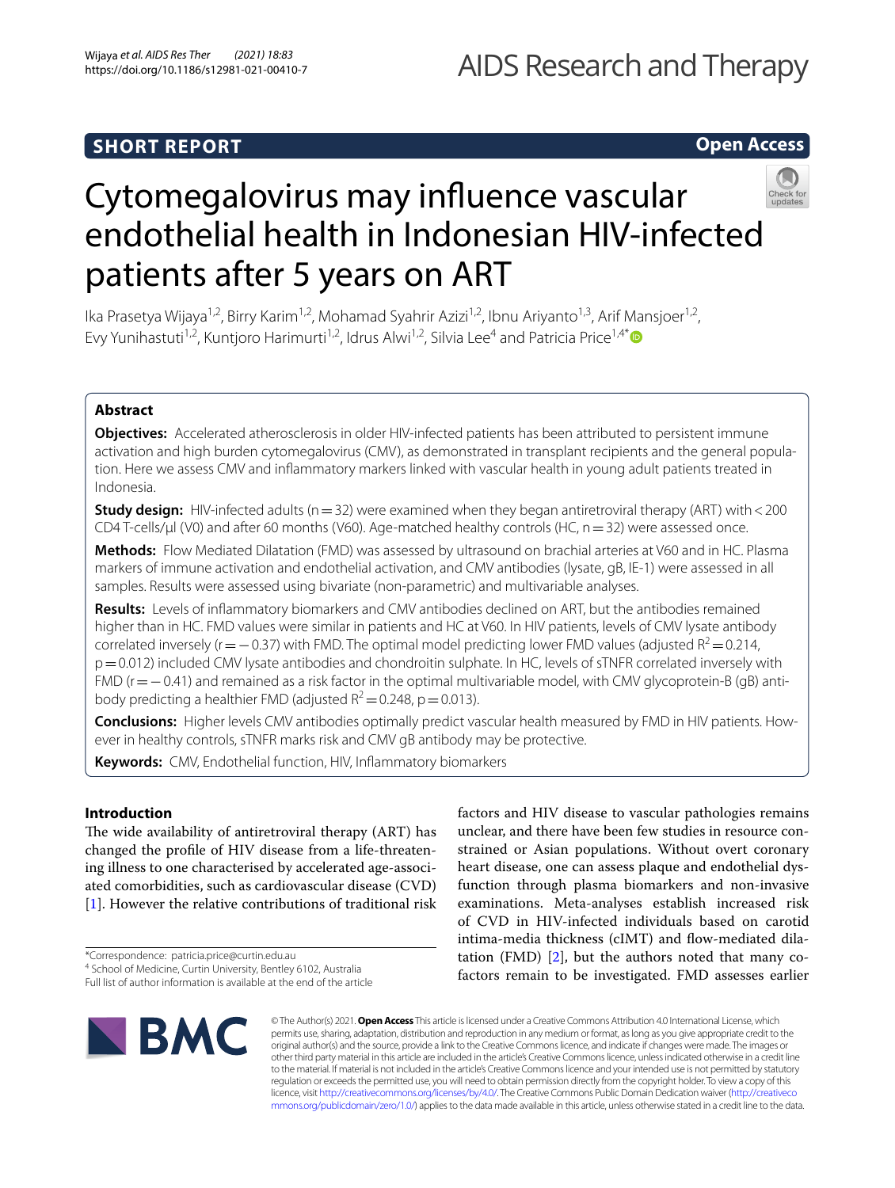SHORT REPORT

Open Access

# Cytomegalovirus may influence vascular endothelial health in Indonesian HIV-infected patients after 5 years on ART

Ika Prasetya Wijaya[1,2], Birry Karim[1,2], Mohamad Syahrir Azizi[1,2], Ibnu Ariyanto[1,3], Arif Mansjoer[1,2], Evy Yunihastuti[1,2], Kuntjoro Harimurti[1,2], Idrus Alwi[1,2], Silvia Lee[4] and Patricia Price[1,4*]

## Abstract

**Objectives:** Accelerated atherosclerosis in older HIV-infected patients has been attributed to persistent immune activation and high burden cytomegalovirus (CMV), as demonstrated in transplant recipients and the general population. Here we assess CMV and inflammatory markers linked with vascular health in young adult patients treated in Indonesia.

**Study design:** HIV-infected adults (n = 32) were examined when they began antiretroviral therapy (ART) with < 200 CD4 T-cells/µl (V0) and after 60 months (V60). Age-matched healthy controls (HC, n = 32) were assessed once.

**Methods:** Flow Mediated Dilatation (FMD) was assessed by ultrasound on brachial arteries at V60 and in HC. Plasma markers of immune activation and endothelial activation, and CMV antibodies (lysate, gB, IE-1) were assessed in all samples. Results were assessed using bivariate (non-parametric) and multivariable analyses.

**Results:** Levels of inflammatory biomarkers and CMV antibodies declined on ART, but the antibodies remained higher than in HC. FMD values were similar in patients and HC at V60. In HIV patients, levels of CMV lysate antibody correlated inversely (r = −0.37) with FMD. The optimal model predicting lower FMD values (adjusted $R^2 = 0.214$, p = 0.012) included CMV lysate antibodies and chondroitin sulphate. In HC, levels of sTNFR correlated inversely with FMD (r = −0.41) and remained as a risk factor in the optimal multivariable model, with CMV glycoprotein-B (gB) antibody predicting a healthier FMD (adjusted $R^2 = 0.248$, p = 0.013).

**Conclusions:** Higher levels CMV antibodies optimally predict vascular health measured by FMD in HIV patients. However in healthy controls, sTNFR marks risk and CMV gB antibody may be protective.

**Keywords:** CMV, Endothelial function, HIV, Inflammatory biomarkers

## Introduction

The wide availability of antiretroviral therapy (ART) has changed the profile of HIV disease from a life-threatening illness to one characterised by accelerated age-associated comorbidities, such as cardiovascular disease (CVD) [1]. However the relative contributions of traditional risk factors and HIV disease to vascular pathologies remains unclear, and there have been few studies in resource constrained or Asian populations. Without overt coronary heart disease, one can assess plaque and endothelial dysfunction through plasma biomarkers and non-invasive examinations. Meta-analyses establish increased risk of CVD in HIV-infected individuals based on carotid intima-media thickness (cIMT) and flow-mediated dilatation (FMD) [2], but the authors noted that many co-factors remain to be investigated. FMD assesses earlier

*Correspondence: patricia.price@curtin.edu.au
[4] School of Medicine, Curtin University, Bentley 6102, Australia
Full list of author information is available at the end of the article

© The Author(s) 2021. **Open Access** This article is licensed under a Creative Commons Attribution 4.0 International License, which permits use, sharing, adaptation, distribution and reproduction in any medium or format, as long as you give appropriate credit to the original author(s) and the source, provide a link to the Creative Commons licence, and indicate if changes were made. The images or other third party material in this article are included in the article's Creative Commons licence, unless indicated otherwise in a credit line to the material. If material is not included in the article's Creative Commons licence and your intended use is not permitted by statutory regulation or exceeds the permitted use, you will need to obtain permission directly from the copyright holder. To view a copy of this licence, visit http://creativecommons.org/licenses/by/4.0/. The Creative Commons Public Domain Dedication waiver (http://creativecommons.org/publicdomain/zero/1.0/) applies to the data made available in this article, unless otherwise stated in a credit line to the data.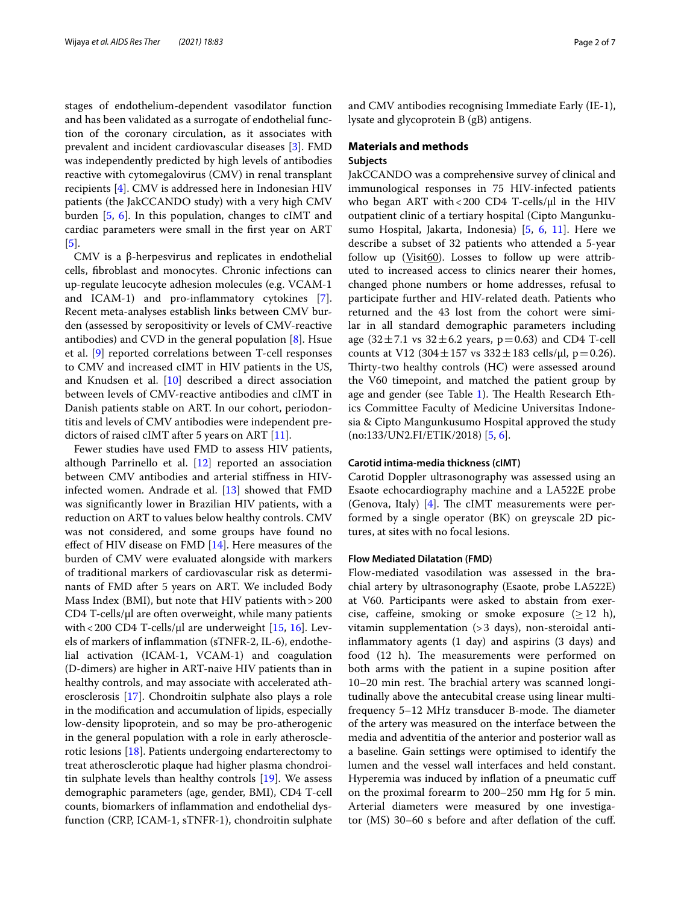stages of endothelium-dependent vasodilator function and has been validated as a surrogate of endothelial function of the coronary circulation, as it associates with prevalent and incident cardiovascular diseases [3]. FMD was independently predicted by high levels of antibodies reactive with cytomegalovirus (CMV) in renal transplant recipients [4]. CMV is addressed here in Indonesian HIV patients (the JakCCANDO study) with a very high CMV burden [5, 6]. In this population, changes to cIMT and cardiac parameters were small in the first year on ART [5].

CMV is a β-herpesvirus and replicates in endothelial cells, fibroblast and monocytes. Chronic infections can up-regulate leucocyte adhesion molecules (e.g. VCAM-1 and ICAM-1) and pro-inflammatory cytokines [7]. Recent meta-analyses establish links between CMV burden (assessed by seropositivity or levels of CMV-reactive antibodies) and CVD in the general population [8]. Hsue et al. [9] reported correlations between T-cell responses to CMV and increased cIMT in HIV patients in the US, and Knudsen et al. [10] described a direct association between levels of CMV-reactive antibodies and cIMT in Danish patients stable on ART. In our cohort, periodontitis and levels of CMV antibodies were independent predictors of raised cIMT after 5 years on ART [11].

Fewer studies have used FMD to assess HIV patients, although Parrinello et al. [12] reported an association between CMV antibodies and arterial stiffness in HIV-infected women. Andrade et al. [13] showed that FMD was significantly lower in Brazilian HIV patients, with a reduction on ART to values below healthy controls. CMV was not considered, and some groups have found no effect of HIV disease on FMD [14]. Here measures of the burden of CMV were evaluated alongside with markers of traditional markers of cardiovascular risk as determinants of FMD after 5 years on ART. We included Body Mass Index (BMI), but note that HIV patients with > 200 CD4 T-cells/μl are often overweight, while many patients with < 200 CD4 T-cells/μl are underweight [15, 16]. Levels of markers of inflammation (sTNFR-2, IL-6), endothelial activation (ICAM-1, VCAM-1) and coagulation (D-dimers) are higher in ART-naive HIV patients than in healthy controls, and may associate with accelerated atherosclerosis [17]. Chondroitin sulphate also plays a role in the modification and accumulation of lipids, especially low-density lipoprotein, and so may be pro-atherogenic in the general population with a role in early atherosclerotic lesions [18]. Patients undergoing endarterectomy to treat atherosclerotic plaque had higher plasma chondroitin sulphate levels than healthy controls [19]. We assess demographic parameters (age, gender, BMI), CD4 T-cell counts, biomarkers of inflammation and endothelial dysfunction (CRP, ICAM-1, sTNFR-1), chondroitin sulphate and CMV antibodies recognising Immediate Early (IE-1), lysate and glycoprotein B (gB) antigens.

## Materials and methods

### Subjects

JakCCANDO was a comprehensive survey of clinical and immunological responses in 75 HIV-infected patients who began ART with < 200 CD4 T-cells/μl in the HIV outpatient clinic of a tertiary hospital (Cipto Mangunkusumo Hospital, Jakarta, Indonesia) [5, 6, 11]. Here we describe a subset of 32 patients who attended a 5-year follow up (Visit60). Losses to follow up were attributed to increased access to clinics nearer their homes, changed phone numbers or home addresses, refusal to participate further and HIV-related death. Patients who returned and the 43 lost from the cohort were similar in all standard demographic parameters including age (32 ± 7.1 vs 32 ± 6.2 years, $p = 0.63$) and CD4 T-cell counts at V12 (304 ± 157 vs 332 ± 183 cells/μl, $p = 0.26$). Thirty-two healthy controls (HC) were assessed around the V60 timepoint, and matched the patient group by age and gender (see Table 1). The Health Research Ethics Committee Faculty of Medicine Universitas Indonesia & Cipto Mangunkusumo Hospital approved the study (no:133/UN2.FI/ETIK/2018) [5, 6].

#### Carotid intima-media thickness (cIMT)

Carotid Doppler ultrasonography was assessed using an Esaote echocardiography machine and a LA522E probe (Genova, Italy) [4]. The cIMT measurements were performed by a single operator (BK) on greyscale 2D pictures, at sites with no focal lesions.

#### Flow Mediated Dilatation (FMD)

Flow-mediated vasodilation was assessed in the brachial artery by ultrasonography (Esaote, probe LA522E) at V60. Participants were asked to abstain from exercise, caffeine, smoking or smoke exposure (≥ 12 h), vitamin supplementation (> 3 days), non-steroidal anti-inflammatory agents (1 day) and aspirins (3 days) and food (12 h). The measurements were performed on both arms with the patient in a supine position after 10–20 min rest. The brachial artery was scanned longitudinally above the antecubital crease using linear multi-frequency 5–12 MHz transducer B-mode. The diameter of the artery was measured on the interface between the media and adventitia of the anterior and posterior wall as a baseline. Gain settings were optimised to identify the lumen and the vessel wall interfaces and held constant. Hyperemia was induced by inflation of a pneumatic cuff on the proximal forearm to 200–250 mm Hg for 5 min. Arterial diameters were measured by one investigator (MS) 30–60 s before and after deflation of the cuff.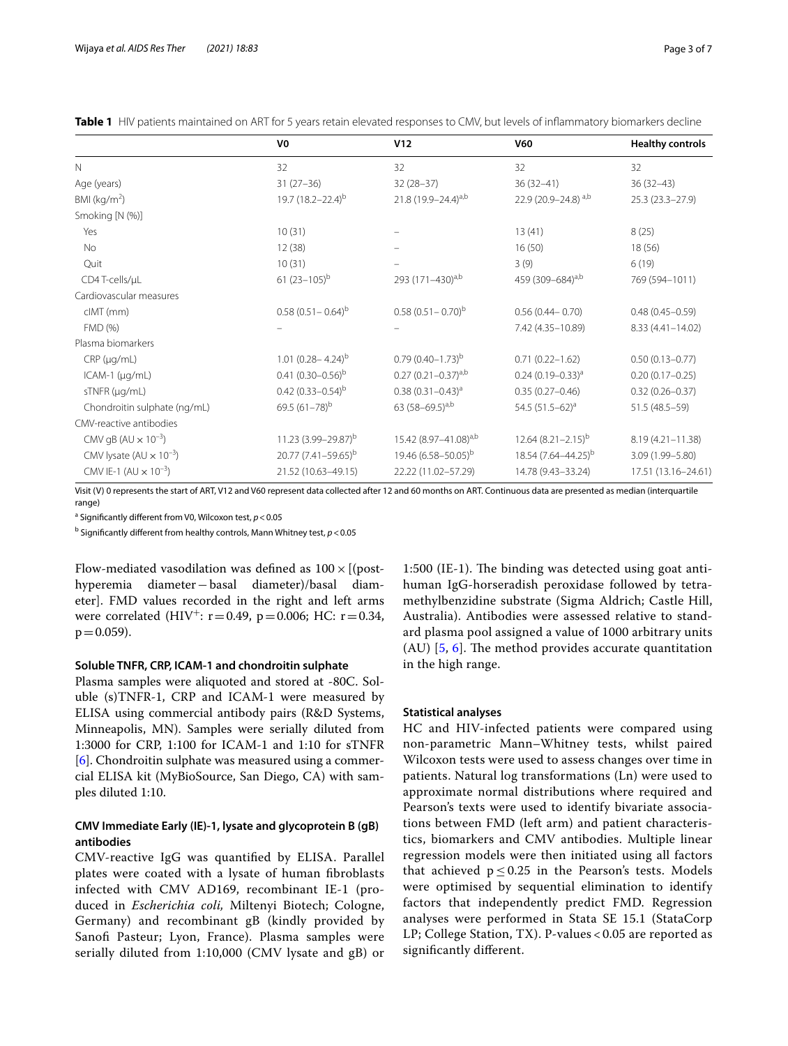**Table 1** HIV patients maintained on ART for 5 years retain elevated responses to CMV, but levels of inflammatory biomarkers decline

| | V0 | V12 | V60 | Healthy controls |
|---|---|---|---|---|
| N | 32 | 32 | 32 | 32 |
| Age (years) | 31 (27–36) | 32 (28–37) | 36 (32–41) | 36 (32–43) |
| BMI (kg/m$^2$) | 19.7 (18.2–22.4)[b] | 21.8 (19.9–24.4)[a,b] | 22.9 (20.9–24.8) [a,b] | 25.3 (23.3–27.9) |
| Smoking [N (%)] | | | | |
| Yes | 10 (31) | – | 13 (41) | 8 (25) |
| No | 12 (38) | – | 16 (50) | 18 (56) |
| Quit | 10 (31) | – | 3 (9) | 6 (19) |
| CD4 T-cells/μL | 61 (23–105)[b] | 293 (171–430)[a,b] | 459 (309–684)[a,b] | 769 (594–1011) |
| Cardiovascular measures | | | | |
| cIMT (mm) | 0.58 (0.51– 0.64)[b] | 0.58 (0.51– 0.70)[b] | 0.56 (0.44– 0.70) | 0.48 (0.45–0.59) |
| FMD (%) | – | – | 7.42 (4.35–10.89) | 8.33 (4.41–14.02) |
| Plasma biomarkers | | | | |
| CRP (μg/mL) | 1.01 (0.28– 4.24)[b] | 0.79 (0.40–1.73)[b] | 0.71 (0.22–1.62) | 0.50 (0.13–0.77) |
| ICAM-1 (μg/mL) | 0.41 (0.30–0.56)[b] | 0.27 (0.21–0.37)[a,b] | 0.24 (0.19–0.33)[a] | 0.20 (0.17–0.25) |
| sTNFR (μg/mL) | 0.42 (0.33–0.54)[b] | 0.38 (0.31–0.43)[a] | 0.35 (0.27–0.46) | 0.32 (0.26–0.37) |
| Chondroitin sulphate (ng/mL) | 69.5 (61–78)[b] | 63 (58–69.5)[a,b] | 54.5 (51.5–62)[a] | 51.5 (48.5–59) |
| CMV-reactive antibodies | | | | |
| CMV gB (AU × $10^{-3}$) | 11.23 (3.99–29.87)[b] | 15.42 (8.97–41.08)[a,b] | 12.64 (8.21–2.15)[b] | 8.19 (4.21–11.38) |
| CMV lysate (AU × $10^{-3}$) | 20.77 (7.41–59.65)[b] | 19.46 (6.58–50.05)[b] | 18.54 (7.64–44.25)[b] | 3.09 (1.99–5.80) |
| CMV IE-1 (AU × $10^{-3}$) | 21.52 (10.63–49.15) | 22.22 (11.02–57.29) | 14.78 (9.43–33.24) | 17.51 (13.16–24.61) |

Visit (V) 0 represents the start of ART, V12 and V60 represent data collected after 12 and 60 months on ART. Continuous data are presented as median (interquartile range)

[a] Significantly different from V0, Wilcoxon test, $p < 0.05$

[b] Significantly different from healthy controls, Mann Whitney test, $p < 0.05$

Flow-mediated vasodilation was defined as 100 × [(post-hyperemia diameter − basal diameter)/basal diameter]. FMD values recorded in the right and left arms were correlated (HIV$^+$: $r = 0.49$, $p = 0.006$; HC: $r = 0.34$, $p = 0.059$).

### Soluble TNFR, CRP, ICAM-1 and chondroitin sulphate

Plasma samples were aliquoted and stored at -80C. Soluble (s)TNFR-1, CRP and ICAM-1 were measured by ELISA using commercial antibody pairs (R&D Systems, Minneapolis, MN). Samples were serially diluted from 1:3000 for CRP, 1:100 for ICAM-1 and 1:10 for sTNFR [6]. Chondroitin sulphate was measured using a commercial ELISA kit (MyBioSource, San Diego, CA) with samples diluted 1:10.

### CMV Immediate Early (IE)-1, lysate and glycoprotein B (gB) antibodies

CMV-reactive IgG was quantified by ELISA. Parallel plates were coated with a lysate of human fibroblasts infected with CMV AD169, recombinant IE-1 (produced in *Escherichia coli,* Miltenyi Biotech; Cologne, Germany) and recombinant gB (kindly provided by Sanofi Pasteur; Lyon, France). Plasma samples were serially diluted from 1:10,000 (CMV lysate and gB) or 1:500 (IE-1). The binding was detected using goat anti-human IgG-horseradish peroxidase followed by tetramethylbenzidine substrate (Sigma Aldrich; Castle Hill, Australia). Antibodies were assessed relative to standard plasma pool assigned a value of 1000 arbitrary units (AU) [5, 6]. The method provides accurate quantitation in the high range.

### Statistical analyses

HC and HIV-infected patients were compared using non-parametric Mann–Whitney tests, whilst paired Wilcoxon tests were used to assess changes over time in patients. Natural log transformations (Ln) were used to approximate normal distributions where required and Pearson's texts were used to identify bivariate associations between FMD (left arm) and patient characteristics, biomarkers and CMV antibodies. Multiple linear regression models were then initiated using all factors that achieved $p \leq 0.25$ in the Pearson's tests. Models were optimised by sequential elimination to identify factors that independently predict FMD. Regression analyses were performed in Stata SE 15.1 (StataCorp LP; College Station, TX). P-values < 0.05 are reported as significantly different.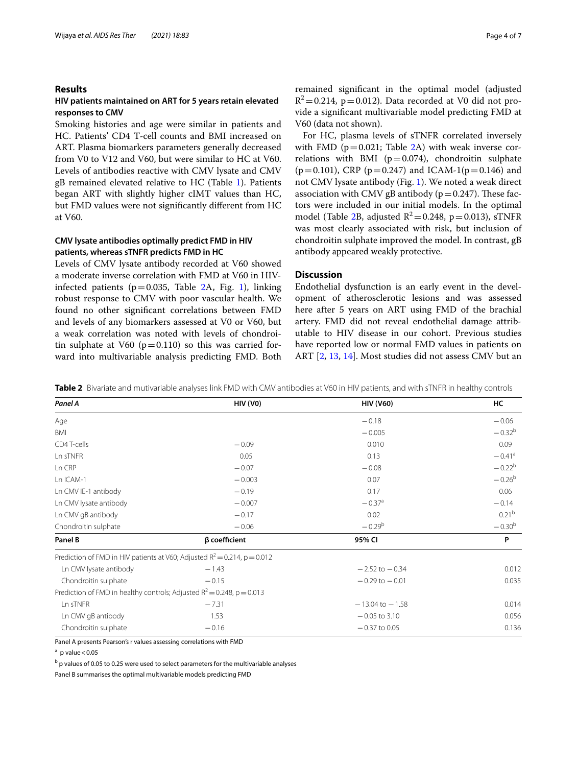## Results

### HIV patients maintained on ART for 5 years retain elevated responses to CMV

Smoking histories and age were similar in patients and HC. Patients' CD4 T-cell counts and BMI increased on ART. Plasma biomarkers parameters generally decreased from V0 to V12 and V60, but were similar to HC at V60. Levels of antibodies reactive with CMV lysate and CMV gB remained elevated relative to HC (Table 1). Patients began ART with slightly higher cIMT values than HC, but FMD values were not significantly different from HC at V60.

### CMV lysate antibodies optimally predict FMD in HIV patients, whereas sTNFR predicts FMD in HC

Levels of CMV lysate antibody recorded at V60 showed a moderate inverse correlation with FMD at V60 in HIV-infected patients ($p = 0.035$, Table 2A, Fig. 1), linking robust response to CMV with poor vascular health. We found no other significant correlations between FMD and levels of any biomarkers assessed at V0 or V60, but a weak correlation was noted with levels of chondroitin sulphate at V60 ($p = 0.110$) so this was carried forward into multivariable analysis predicting FMD. Both remained significant in the optimal model (adjusted $R^2 = 0.214$, $p = 0.012$). Data recorded at V0 did not provide a significant multivariable model predicting FMD at V60 (data not shown).

For HC, plasma levels of sTNFR correlated inversely with FMD ($p = 0.021$; Table 2A) with weak inverse correlations with BMI ($p = 0.074$), chondroitin sulphate ($p = 0.101$), CRP ($p = 0.247$) and ICAM-1($p = 0.146$) and not CMV lysate antibody (Fig. 1). We noted a weak direct association with CMV gB antibody ($p = 0.247$). These factors were included in our initial models. In the optimal model (Table 2B, adjusted $R^2 = 0.248$, $p = 0.013$), sTNFR was most clearly associated with risk, but inclusion of chondroitin sulphate improved the model. In contrast, gB antibody appeared weakly protective.

## Discussion

Endothelial dysfunction is an early event in the development of atherosclerotic lesions and was assessed here after 5 years on ART using FMD of the brachial artery. FMD did not reveal endothelial damage attributable to HIV disease in our cohort. Previous studies have reported low or normal FMD values in patients on ART [2, 13, 14]. Most studies did not assess CMV but an

**Table 2** Bivariate and mutivariable analyses link FMD with CMV antibodies at V60 in HIV patients, and with sTNFR in healthy controls

| *Panel A* | HIV (V0) | HIV (V60) | HC |
|---|---|---|---|
| Age | | −0.18 | −0.06 |
| BMI | | −0.005 | −0.32[b] |
| CD4 T-cells | −0.09 | 0.010 | 0.09 |
| Ln sTNFR | 0.05 | 0.13 | −0.41[a] |
| Ln CRP | −0.07 | −0.08 | −0.22[b] |
| Ln ICAM-1 | −0.003 | 0.07 | −0.26[b] |
| Ln CMV IE-1 antibody | −0.19 | 0.17 | 0.06 |
| Ln CMV lysate antibody | −0.007 | −0.37[a] | −0.14 |
| Ln CMV gB antibody | −0.17 | 0.02 | 0.21[b] |
| Chondroitin sulphate | −0.06 | −0.29[b] | −0.30[b] |
| **Panel B** | **β coefficient** | **95% CI** | **P** |
| Prediction of FMD in HIV patients at V60; Adjusted $R^2 = 0.214$, $p = 0.012$ | | | |
| Ln CMV lysate antibody | −1.43 | −2.52 to −0.34 | 0.012 |
| Chondroitin sulphate | −0.15 | −0.29 to −0.01 | 0.035 |
| Prediction of FMD in healthy controls; Adjusted $R^2 = 0.248$, $p = 0.013$ | | | |
| Ln sTNFR | −7.31 | −13.04 to −1.58 | 0.014 |
| Ln CMV gB antibody | 1.53 | −0.05 to 3.10 | 0.056 |
| Chondroitin sulphate | −0.16 | −0.37 to 0.05 | 0.136 |

Panel A presents Pearson's r values assessing correlations with FMD

[a] p value < 0.05

[b] p values of 0.05 to 0.25 were used to select parameters for the multivariable analyses

Panel B summarises the optimal multivariable models predicting FMD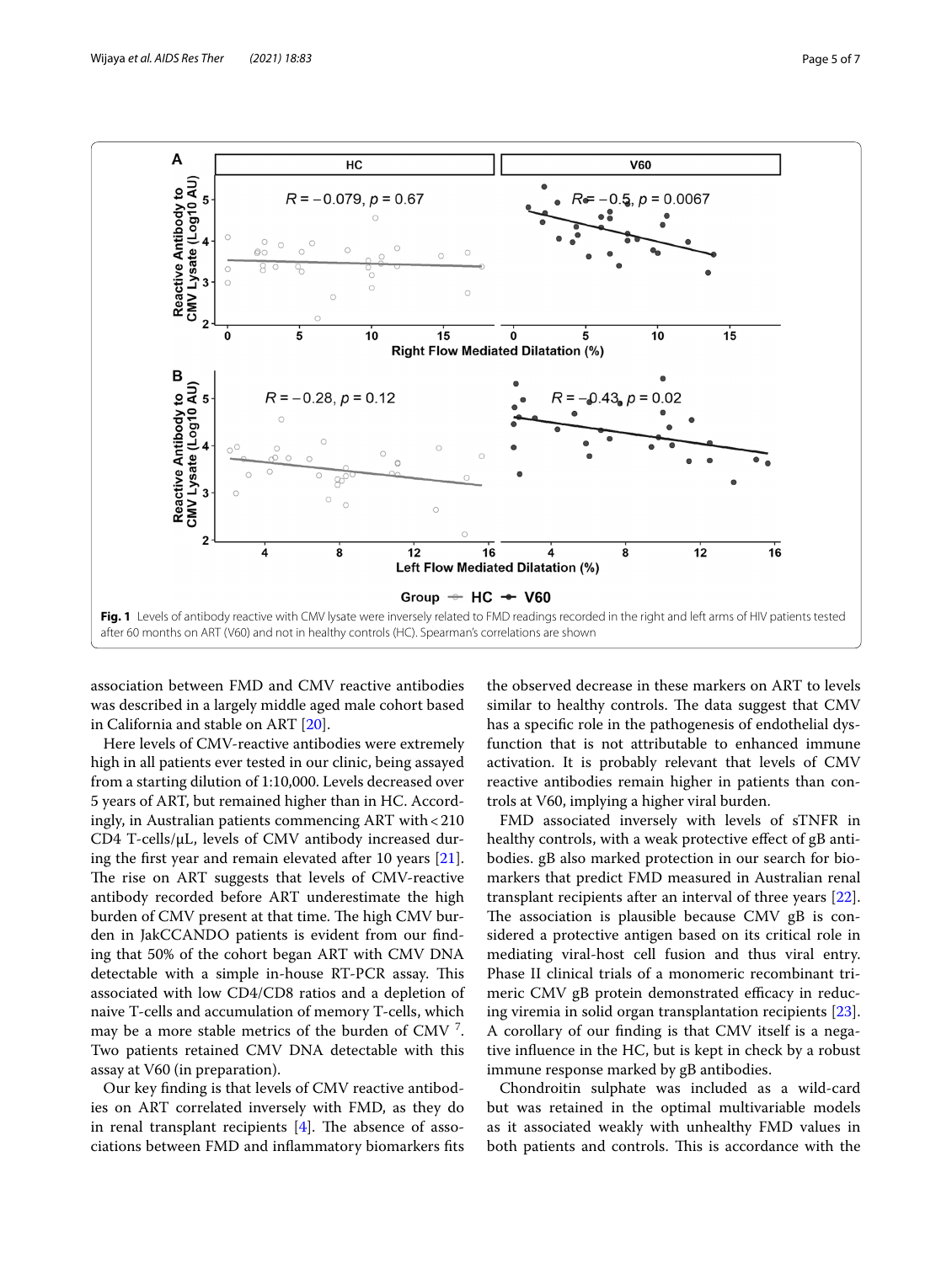Fig. 1 Levels of antibody reactive with CMV lysate were inversely related to FMD readings recorded in the right and left arms of HIV patients tested after 60 months on ART (V60) and not in healthy controls (HC). Spearman's correlations are shown

association between FMD and CMV reactive antibodies was described in a largely middle aged male cohort based in California and stable on ART [20].

Here levels of CMV-reactive antibodies were extremely high in all patients ever tested in our clinic, being assayed from a starting dilution of 1:10,000. Levels decreased over 5 years of ART, but remained higher than in HC. Accordingly, in Australian patients commencing ART with < 210 CD4 T-cells/μL, levels of CMV antibody increased during the first year and remain elevated after 10 years [21]. The rise on ART suggests that levels of CMV-reactive antibody recorded before ART underestimate the high burden of CMV present at that time. The high CMV burden in JakCCANDO patients is evident from our finding that 50% of the cohort began ART with CMV DNA detectable with a simple in-house RT-PCR assay. This associated with low CD4/CD8 ratios and a depletion of naive T-cells and accumulation of memory T-cells, which may be a more stable metrics of the burden of CMV [7]. Two patients retained CMV DNA detectable with this assay at V60 (in preparation).

Our key finding is that levels of CMV reactive antibodies on ART correlated inversely with FMD, as they do in renal transplant recipients [4]. The absence of associations between FMD and inflammatory biomarkers fits the observed decrease in these markers on ART to levels similar to healthy controls. The data suggest that CMV has a specific role in the pathogenesis of endothelial dysfunction that is not attributable to enhanced immune activation. It is probably relevant that levels of CMV reactive antibodies remain higher in patients than controls at V60, implying a higher viral burden.

FMD associated inversely with levels of sTNFR in healthy controls, with a weak protective effect of gB antibodies. gB also marked protection in our search for biomarkers that predict FMD measured in Australian renal transplant recipients after an interval of three years [22]. The association is plausible because CMV gB is considered a protective antigen based on its critical role in mediating viral-host cell fusion and thus viral entry. Phase II clinical trials of a monomeric recombinant trimeric CMV gB protein demonstrated efficacy in reducing viremia in solid organ transplantation recipients [23]. A corollary of our finding is that CMV itself is a negative influence in the HC, but is kept in check by a robust immune response marked by gB antibodies.

Chondroitin sulphate was included as a wild-card but was retained in the optimal multivariable models as it associated weakly with unhealthy FMD values in both patients and controls. This is accordance with the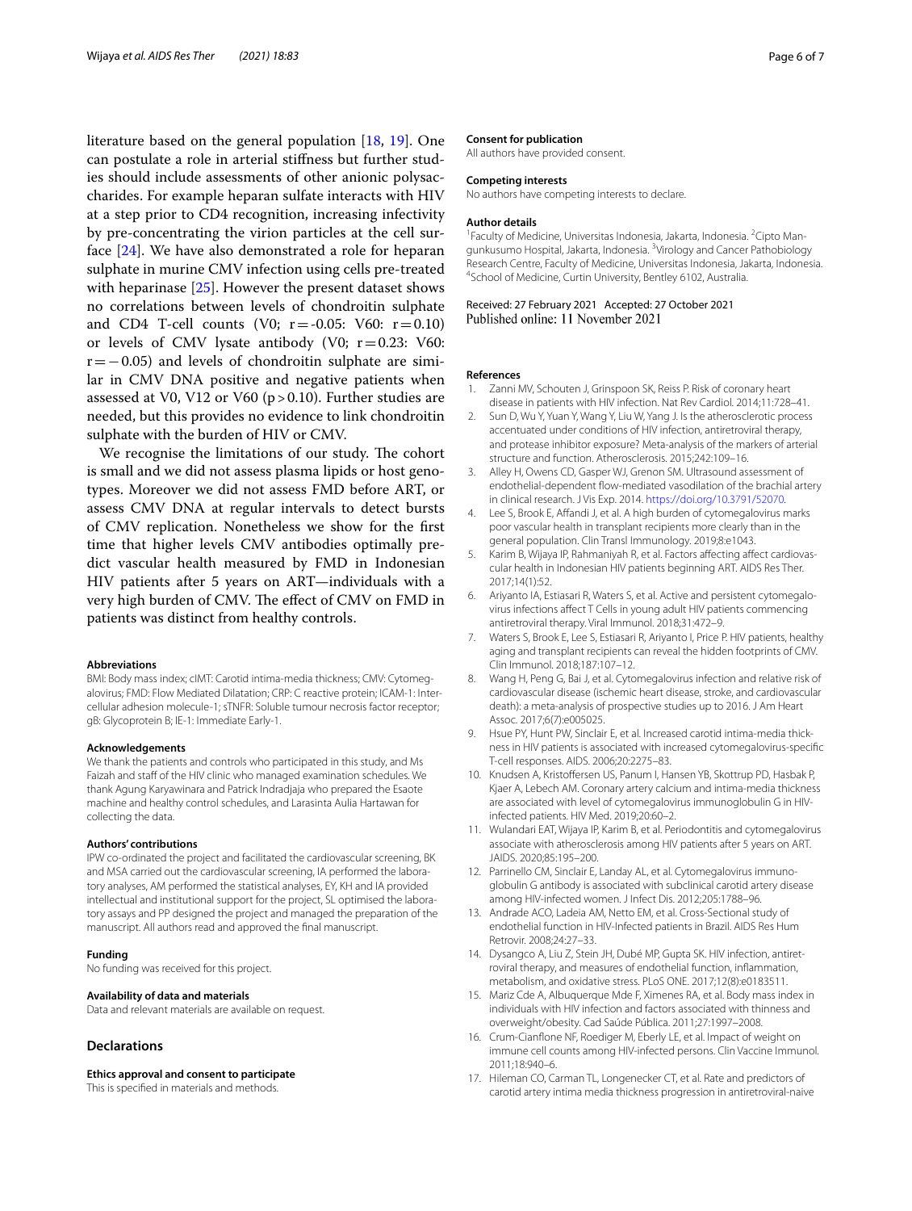literature based on the general population [18, 19]. One can postulate a role in arterial stiffness but further studies should include assessments of other anionic polysaccharides. For example heparan sulfate interacts with HIV at a step prior to CD4 recognition, increasing infectivity by pre-concentrating the virion particles at the cell surface [24]. We have also demonstrated a role for heparan sulphate in murine CMV infection using cells pre-treated with heparinase [25]. However the present dataset shows no correlations between levels of chondroitin sulphate and CD4 T-cell counts (V0; $r = -0.05$: V60: $r = 0.10$) or levels of CMV lysate antibody (V0; $r = 0.23$: V60: $r = -0.05$) and levels of chondroitin sulphate are similar in CMV DNA positive and negative patients when assessed at V0, V12 or V60 ($p > 0.10$). Further studies are needed, but this provides no evidence to link chondroitin sulphate with the burden of HIV or CMV.

We recognise the limitations of our study. The cohort is small and we did not assess plasma lipids or host genotypes. Moreover we did not assess FMD before ART, or assess CMV DNA at regular intervals to detect bursts of CMV replication. Nonetheless we show for the first time that higher levels CMV antibodies optimally predict vascular health measured by FMD in Indonesian HIV patients after 5 years on ART—individuals with a very high burden of CMV. The effect of CMV on FMD in patients was distinct from healthy controls.

#### Abbreviations
BMI: Body mass index; cIMT: Carotid intima-media thickness; CMV: Cytomegalovirus; FMD: Flow Mediated Dilatation; CRP: C reactive protein; ICAM-1: Intercellular adhesion molecule-1; sTNFR: Soluble tumour necrosis factor receptor; gB: Glycoprotein B; IE-1: Immediate Early-1.

#### Acknowledgements
We thank the patients and controls who participated in this study, and Ms Faizah and staff of the HIV clinic who managed examination schedules. We thank Agung Karyawinara and Patrick Indradjaja who prepared the Esaote machine and healthy control schedules, and Larasinta Aulia Hartawan for collecting the data.

#### Authors' contributions
IPW co-ordinated the project and facilitated the cardiovascular screening, BK and MSA carried out the cardiovascular screening, IA performed the laboratory analyses, AM performed the statistical analyses, EY, KH and IA provided intellectual and institutional support for the project, SL optimised the laboratory assays and PP designed the project and managed the preparation of the manuscript. All authors read and approved the final manuscript.

#### Funding
No funding was received for this project.

#### Availability of data and materials
Data and relevant materials are available on request.

### Declarations

#### Ethics approval and consent to participate
This is specified in materials and methods.

#### Consent for publication
All authors have provided consent.

#### Competing interests
No authors have competing interests to declare.

#### Author details
[1] Faculty of Medicine, Universitas Indonesia, Jakarta, Indonesia. [2] Cipto Mangunkusumo Hospital, Jakarta, Indonesia. [3] Virology and Cancer Pathobiology Research Centre, Faculty of Medicine, Universitas Indonesia, Jakarta, Indonesia. [4] School of Medicine, Curtin University, Bentley 6102, Australia.

Received: 27 February 2021 Accepted: 27 October 2021
Published online: 11 November 2021

#### References
1. Zanni MV, Schouten J, Grinspoon SK, Reiss P. Risk of coronary heart disease in patients with HIV infection. Nat Rev Cardiol. 2014;11:728–41.
2. Sun D, Wu Y, Yuan Y, Wang Y, Liu W, Yang J. Is the atherosclerotic process accentuated under conditions of HIV infection, antiretroviral therapy, and protease inhibitor exposure? Meta-analysis of the markers of arterial structure and function. Atherosclerosis. 2015;242:109–16.
3. Alley H, Owens CD, Gasper WJ, Grenon SM. Ultrasound assessment of endothelial-dependent flow-mediated vasodilation of the brachial artery in clinical research. J Vis Exp. 2014. https://doi.org/10.3791/52070.
4. Lee S, Brook E, Affandi J, et al. A high burden of cytomegalovirus marks poor vascular health in transplant recipients more clearly than in the general population. Clin Transl Immunology. 2019;8:e1043.
5. Karim B, Wijaya IP, Rahmaniyah R, et al. Factors affecting affect cardiovascular health in Indonesian HIV patients beginning ART. AIDS Res Ther. 2017;14(1):52.
6. Ariyanto IA, Estiasari R, Waters S, et al. Active and persistent cytomegalovirus infections affect T Cells in young adult HIV patients commencing antiretroviral therapy. Viral Immunol. 2018;31:472–9.
7. Waters S, Brook E, Lee S, Estiasari R, Ariyanto I, Price P. HIV patients, healthy aging and transplant recipients can reveal the hidden footprints of CMV. Clin Immunol. 2018;187:107–12.
8. Wang H, Peng G, Bai J, et al. Cytomegalovirus infection and relative risk of cardiovascular disease (ischemic heart disease, stroke, and cardiovascular death): a meta-analysis of prospective studies up to 2016. J Am Heart Assoc. 2017;6(7):e005025.
9. Hsue PY, Hunt PW, Sinclair E, et al. Increased carotid intima-media thickness in HIV patients is associated with increased cytomegalovirus-specific T-cell responses. AIDS. 2006;20:2275–83.
10. Knudsen A, Kristoffersen US, Panum I, Hansen YB, Skottrup PD, Hasbak P, Kjaer A, Lebech AM. Coronary artery calcium and intima-media thickness are associated with level of cytomegalovirus immunoglobulin G in HIV-infected patients. HIV Med. 2019;20:60–2.
11. Wulandari EAT, Wijaya IP, Karim B, et al. Periodontitis and cytomegalovirus associate with atherosclerosis among HIV patients after 5 years on ART. JAIDS. 2020;85:195–200.
12. Parrinello CM, Sinclair E, Landay AL, et al. Cytomegalovirus immunoglobulin G antibody is associated with subclinical carotid artery disease among HIV-infected women. J Infect Dis. 2012;205:1788–96.
13. Andrade ACO, Ladeia AM, Netto EM, et al. Cross-Sectional study of endothelial function in HIV-Infected patients in Brazil. AIDS Res Hum Retrovir. 2008;24:27–33.
14. Dysangco A, Liu Z, Stein JH, Dubé MP, Gupta SK. HIV infection, antiretroviral therapy, and measures of endothelial function, inflammation, metabolism, and oxidative stress. PLoS ONE. 2017;12(8):e0183511.
15. Mariz Cde A, Albuquerque Mde F, Ximenes RA, et al. Body mass index in individuals with HIV infection and factors associated with thinness and overweight/obesity. Cad Saúde Pública. 2011;27:1997–2008.
16. Crum-Cianflone NF, Roediger M, Eberly LE, et al. Impact of weight on immune cell counts among HIV-infected persons. Clin Vaccine Immunol. 2011;18:940–6.
17. Hileman CO, Carman TL, Longenecker CT, et al. Rate and predictors of carotid artery intima media thickness progression in antiretroviral-naive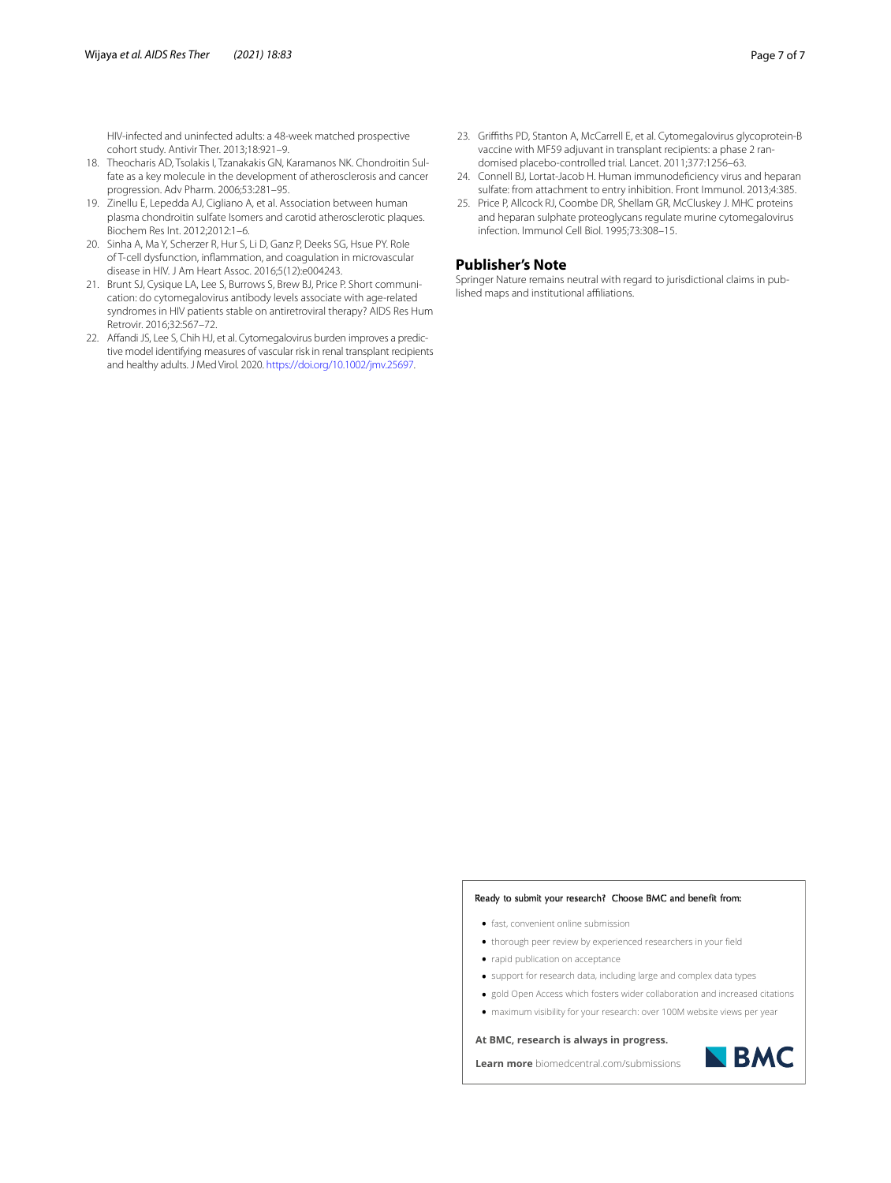HIV-infected and uninfected adults: a 48-week matched prospective cohort study. Antivir Ther. 2013;18:921–9.

18. Theocharis AD, Tsolakis I, Tzanakakis GN, Karamanos NK. Chondroitin Sulfate as a key molecule in the development of atherosclerosis and cancer progression. Adv Pharm. 2006;53:281–95.
19. Zinellu E, Lepedda AJ, Cigliano A, et al. Association between human plasma chondroitin sulfate Isomers and carotid atherosclerotic plaques. Biochem Res Int. 2012;2012:1–6.
20. Sinha A, Ma Y, Scherzer R, Hur S, Li D, Ganz P, Deeks SG, Hsue PY. Role of T-cell dysfunction, inflammation, and coagulation in microvascular disease in HIV. J Am Heart Assoc. 2016;5(12):e004243.
21. Brunt SJ, Cysique LA, Lee S, Burrows S, Brew BJ, Price P. Short communication: do cytomegalovirus antibody levels associate with age-related syndromes in HIV patients stable on antiretroviral therapy? AIDS Res Hum Retrovir. 2016;32:567–72.
22. Affandi JS, Lee S, Chih HJ, et al. Cytomegalovirus burden improves a predictive model identifying measures of vascular risk in renal transplant recipients and healthy adults. J Med Virol. 2020. https://doi.org/10.1002/jmv.25697.
23. Griffiths PD, Stanton A, McCarrell E, et al. Cytomegalovirus glycoprotein-B vaccine with MF59 adjuvant in transplant recipients: a phase 2 randomised placebo-controlled trial. Lancet. 2011;377:1256–63.
24. Connell BJ, Lortat-Jacob H. Human immunodeficiency virus and heparan sulfate: from attachment to entry inhibition. Front Immunol. 2013;4:385.
25. Price P, Allcock RJ, Coombe DR, Shellam GR, McCluskey J. MHC proteins and heparan sulphate proteoglycans regulate murine cytomegalovirus infection. Immunol Cell Biol. 1995;73:308–15.

## Publisher's Note

Springer Nature remains neutral with regard to jurisdictional claims in published maps and institutional affiliations.

Ready to submit your research? Choose BMC and benefit from:

- fast, convenient online submission
- thorough peer review by experienced researchers in your field
- rapid publication on acceptance
- support for research data, including large and complex data types
- gold Open Access which fosters wider collaboration and increased citations
- maximum visibility for your research: over 100M website views per year

**At BMC, research is always in progress.**

**Learn more** biomedcentral.com/submissions

BMC